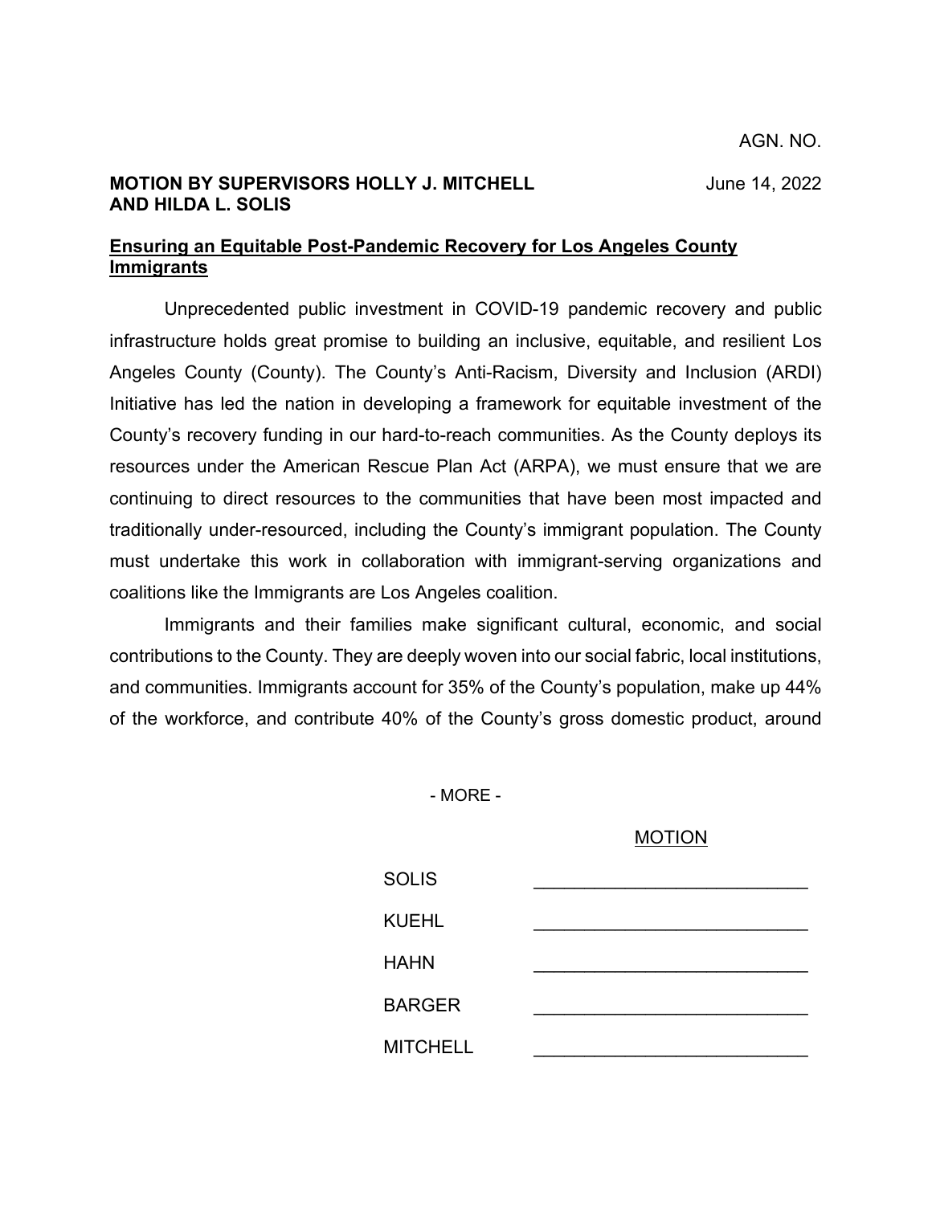AGN. NO.

**MOTION BY SUPERVISORS HOLLY J. MITCHELL AND HILDA L. SOLIS**

June 14, 2022

## Ensuring an Equitable Post-Pandemic Recovery for Los Angeles County Immigrants

Unprecedented public investment in COVID-19 pandemic recovery and public infrastructure holds great promise to building an inclusive, equitable, and resilient Los Angeles County (County). The County's Anti-Racism, Diversity and Inclusion (ARDI) Initiative has led the nation in developing a framework for equitable investment of the County's recovery funding in our hard-to-reach communities. As the County deploys its resources under the American Rescue Plan Act (ARPA), we must ensure that we are continuing to direct resources to the communities that have been most impacted and traditionally under-resourced, including the County's immigrant population. The County must undertake this work in collaboration with immigrant-serving organizations and coalitions like the Immigrants are Los Angeles coalition.

Immigrants and their families make significant cultural, economic, and social contributions to the County. They are deeply woven into our social fabric, local institutions, and communities. Immigrants account for 35% of the County's population, make up 44% of the workforce, and contribute 40% of the County's gross domestic product, around

\- MORE -

MOTION

| | |
|---|---|
| SOLIS | \_\_\_\_\_\_\_\_\_\_\_\_\_\_\_\_\_\_\_\_\_\_\_\_\_\_ |
| KUEHL | \_\_\_\_\_\_\_\_\_\_\_\_\_\_\_\_\_\_\_\_\_\_\_\_\_\_ |
| HAHN | \_\_\_\_\_\_\_\_\_\_\_\_\_\_\_\_\_\_\_\_\_\_\_\_\_\_ |
| BARGER | \_\_\_\_\_\_\_\_\_\_\_\_\_\_\_\_\_\_\_\_\_\_\_\_\_\_ |
| MITCHELL | \_\_\_\_\_\_\_\_\_\_\_\_\_\_\_\_\_\_\_\_\_\_\_\_\_\_ |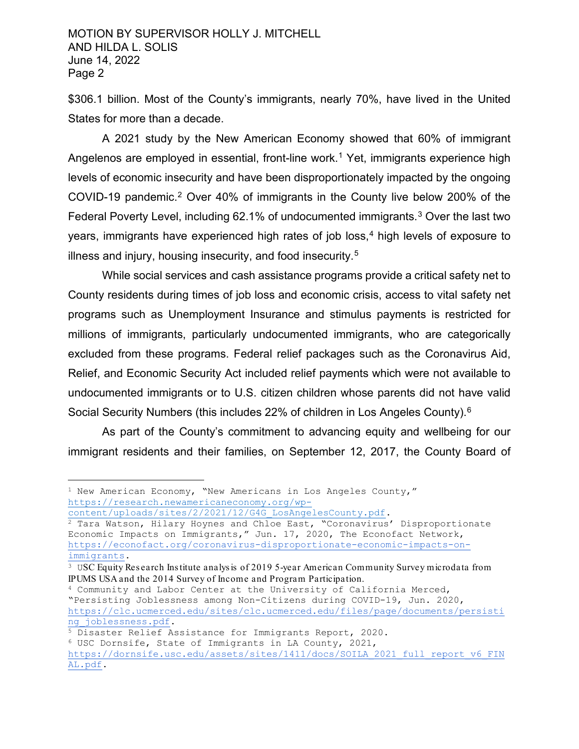$306.1 billion. Most of the County's immigrants, nearly 70%, have lived in the United States for more than a decade.

A 2021 study by the New American Economy showed that 60% of immigrant Angelenos are employed in essential, front-line work.[1] Yet, immigrants experience high levels of economic insecurity and have been disproportionately impacted by the ongoing COVID-19 pandemic.[2] Over 40% of immigrants in the County live below 200% of the Federal Poverty Level, including 62.1% of undocumented immigrants.[3] Over the last two years, immigrants have experienced high rates of job loss,[4] high levels of exposure to illness and injury, housing insecurity, and food insecurity.[5]

While social services and cash assistance programs provide a critical safety net to County residents during times of job loss and economic crisis, access to vital safety net programs such as Unemployment Insurance and stimulus payments is restricted for millions of immigrants, particularly undocumented immigrants, who are categorically excluded from these programs. Federal relief packages such as the Coronavirus Aid, Relief, and Economic Security Act included relief payments which were not available to undocumented immigrants or to U.S. citizen children whose parents did not have valid Social Security Numbers (this includes 22% of children in Los Angeles County).[6]

As part of the County's commitment to advancing equity and wellbeing for our immigrant residents and their families, on September 12, 2017, the County Board of

---

[1] New American Economy, "New Americans in Los Angeles County," https://research.newamericaneconomy.org/wp-content/uploads/sites/2/2021/12/G4G_LosAngelesCounty.pdf.

[2] Tara Watson, Hilary Hoynes and Chloe East, "Coronavirus' Disproportionate Economic Impacts on Immigrants," Jun. 17, 2020, The Econofact Network, https://econofact.org/coronavirus-disproportionate-economic-impacts-on-immigrants.

[3] USC Equity Research Institute analysis of 2019 5-year American Community Survey microdata from IPUMS USA and the 2014 Survey of Income and Program Participation.

[4] Community and Labor Center at the University of California Merced, "Persisting Joblessness among Non-Citizens during COVID-19, Jun. 2020, https://clc.ucmerced.edu/sites/clc.ucmerced.edu/files/page/documents/persisting_joblessness.pdf.

[5] Disaster Relief Assistance for Immigrants Report, 2020.

[6] USC Dornsife, State of Immigrants in LA County, 2021, https://dornsife.usc.edu/assets/sites/1411/docs/SOILA_2021_full_report_v6_FINAL.pdf.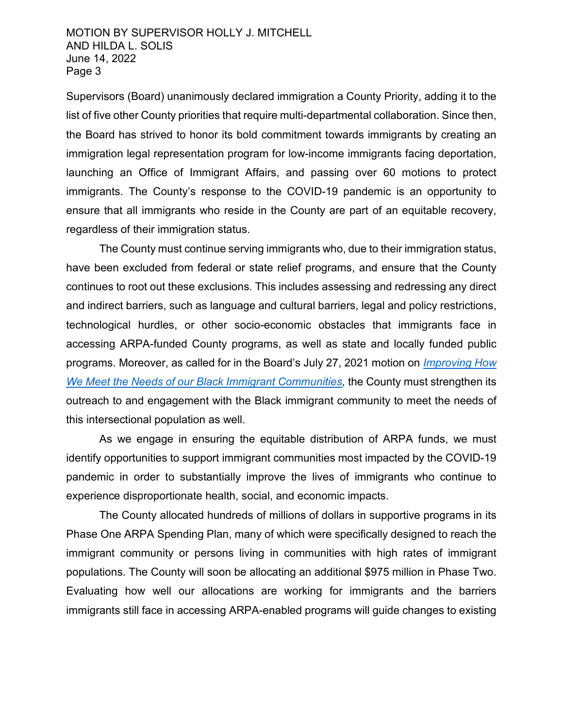Supervisors (Board) unanimously declared immigration a County Priority, adding it to the list of five other County priorities that require multi-departmental collaboration. Since then, the Board has strived to honor its bold commitment towards immigrants by creating an immigration legal representation program for low-income immigrants facing deportation, launching an Office of Immigrant Affairs, and passing over 60 motions to protect immigrants. The County's response to the COVID-19 pandemic is an opportunity to ensure that all immigrants who reside in the County are part of an equitable recovery, regardless of their immigration status.

The County must continue serving immigrants who, due to their immigration status, have been excluded from federal or state relief programs, and ensure that the County continues to root out these exclusions. This includes assessing and redressing any direct and indirect barriers, such as language and cultural barriers, legal and policy restrictions, technological hurdles, or other socio-economic obstacles that immigrants face in accessing ARPA-funded County programs, as well as state and locally funded public programs. Moreover, as called for in the Board's July 27, 2021 motion on *Improving How We Meet the Needs of our Black Immigrant Communities,* the County must strengthen its outreach to and engagement with the Black immigrant community to meet the needs of this intersectional population as well.

As we engage in ensuring the equitable distribution of ARPA funds, we must identify opportunities to support immigrant communities most impacted by the COVID-19 pandemic in order to substantially improve the lives of immigrants who continue to experience disproportionate health, social, and economic impacts.

The County allocated hundreds of millions of dollars in supportive programs in its Phase One ARPA Spending Plan, many of which were specifically designed to reach the immigrant community or persons living in communities with high rates of immigrant populations. The County will soon be allocating an additional $975 million in Phase Two. Evaluating how well our allocations are working for immigrants and the barriers immigrants still face in accessing ARPA-enabled programs will guide changes to existing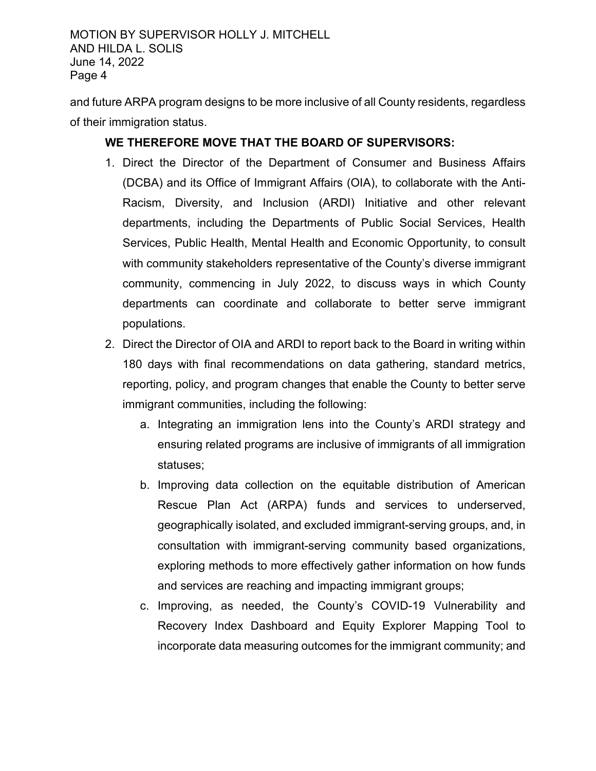and future ARPA program designs to be more inclusive of all County residents, regardless of their immigration status.

**WE THEREFORE MOVE THAT THE BOARD OF SUPERVISORS:**

1. Direct the Director of the Department of Consumer and Business Affairs (DCBA) and its Office of Immigrant Affairs (OIA), to collaborate with the Anti-Racism, Diversity, and Inclusion (ARDI) Initiative and other relevant departments, including the Departments of Public Social Services, Health Services, Public Health, Mental Health and Economic Opportunity, to consult with community stakeholders representative of the County's diverse immigrant community, commencing in July 2022, to discuss ways in which County departments can coordinate and collaborate to better serve immigrant populations.
2. Direct the Director of OIA and ARDI to report back to the Board in writing within 180 days with final recommendations on data gathering, standard metrics, reporting, policy, and program changes that enable the County to better serve immigrant communities, including the following:
   a. Integrating an immigration lens into the County's ARDI strategy and ensuring related programs are inclusive of immigrants of all immigration statuses;
   b. Improving data collection on the equitable distribution of American Rescue Plan Act (ARPA) funds and services to underserved, geographically isolated, and excluded immigrant-serving groups, and, in consultation with immigrant-serving community based organizations, exploring methods to more effectively gather information on how funds and services are reaching and impacting immigrant groups;
   c. Improving, as needed, the County's COVID-19 Vulnerability and Recovery Index Dashboard and Equity Explorer Mapping Tool to incorporate data measuring outcomes for the immigrant community; and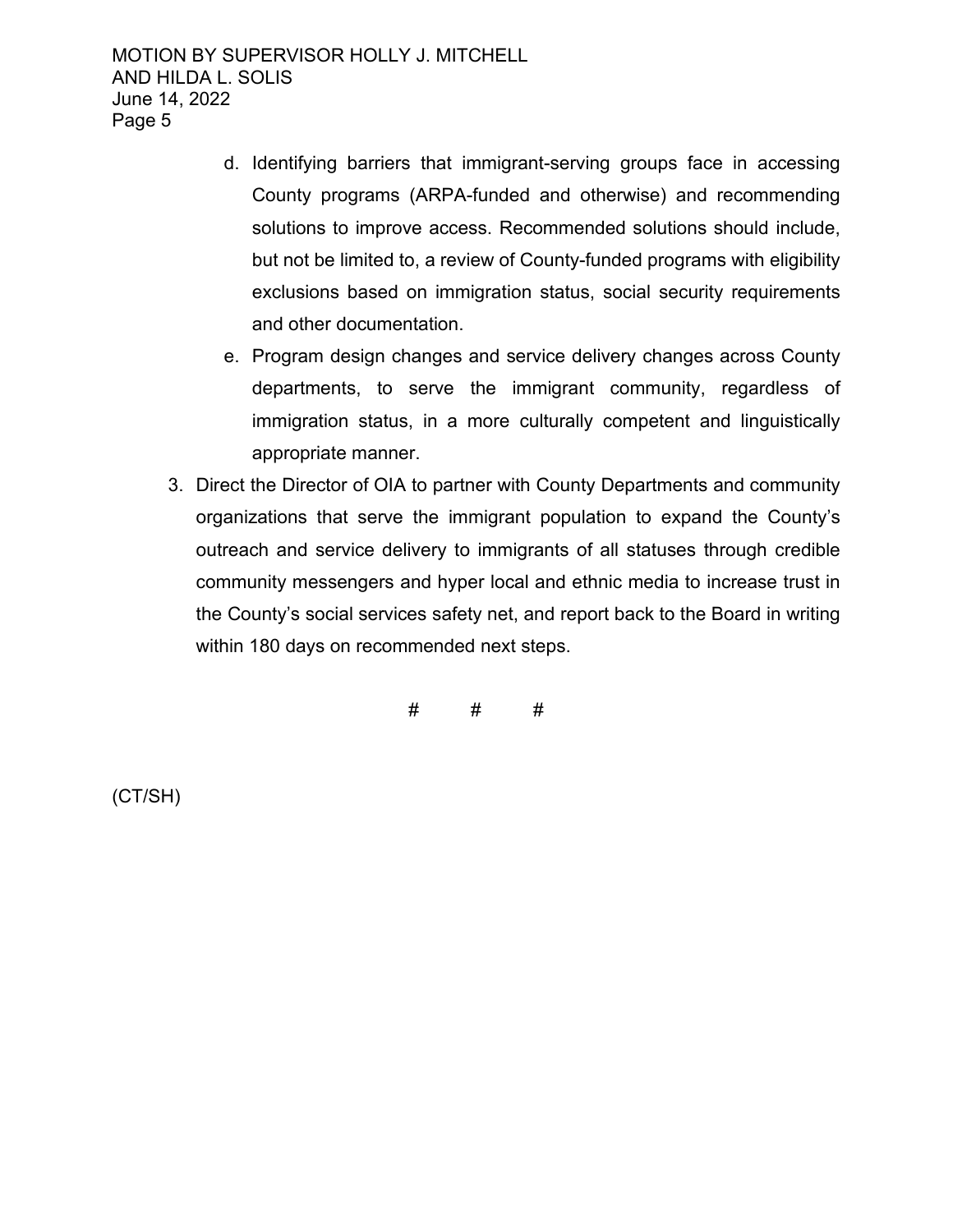d. Identifying barriers that immigrant-serving groups face in accessing County programs (ARPA-funded and otherwise) and recommending solutions to improve access. Recommended solutions should include, but not be limited to, a review of County-funded programs with eligibility exclusions based on immigration status, social security requirements and other documentation.
   e. Program design changes and service delivery changes across County departments, to serve the immigrant community, regardless of immigration status, in a more culturally competent and linguistically appropriate manner.

3. Direct the Director of OIA to partner with County Departments and community organizations that serve the immigrant population to expand the County's outreach and service delivery to immigrants of all statuses through credible community messengers and hyper local and ethnic media to increase trust in the County's social services safety net, and report back to the Board in writing within 180 days on recommended next steps.

# # #

(CT/SH)